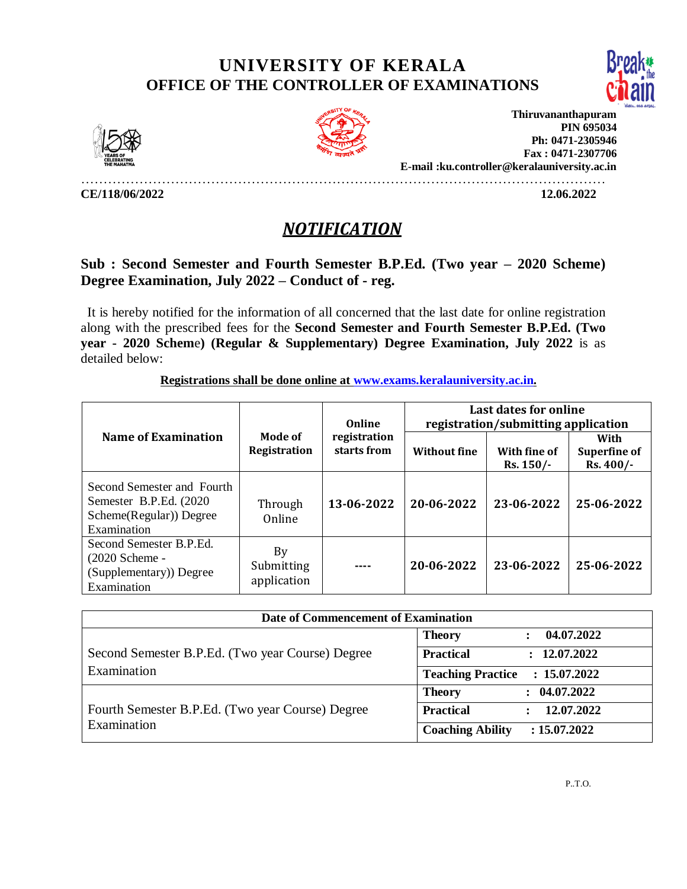# UNIVERSITY OF KERALA
## OFFICE OF THE CONTROLLER OF EXAMINATIONS

**Thiruvananthapuram**
**PIN 695034**
**Ph: 0471-2305946**
**Fax : 0471-2307706**
**E-mail :ku.controller@keralauniversity.ac.in**

**CE/118/06/2022** **12.06.2022**

## ***NOTIFICATION***

**Sub : Second Semester and Fourth Semester B.P.Ed. (Two year – 2020 Scheme) Degree Examination, July 2022 – Conduct of - reg.**

It is hereby notified for the information of all concerned that the last date for online registration along with the prescribed fees for the **Second Semester and Fourth Semester B.P.Ed. (Two year - 2020 Scheme) (Regular & Supplementary) Degree Examination, July 2022** is as detailed below:

**Registrations shall be done online at www.exams.keralauniversity.ac.in.**

| Name of Examination | Mode of Registration | Online registration starts from | Last dates for online registration/submitting application | | |
|---|---|---|---|---|---|
| | | | Without fine | With fine of Rs. 150/- | With Superfine of Rs. 400/- |
| Second Semester and Fourth Semester B.P.Ed. (2020 Scheme(Regular)) Degree Examination | Through Online | 13-06-2022 | 20-06-2022 | 23-06-2022 | 25-06-2022 |
| Second Semester B.P.Ed. (2020 Scheme - (Supplementary)) Degree Examination | By Submitting application | ---- | 20-06-2022 | 23-06-2022 | 25-06-2022 |

| Date of Commencement of Examination | |
|---|---|
| Second Semester B.P.Ed. (Two year Course) Degree Examination | **Theory** : **04.07.2022** |
| | **Practical** : **12.07.2022** |
| | **Teaching Practice** : **15.07.2022** |
| Fourth Semester B.P.Ed. (Two year Course) Degree Examination | **Theory** : **04.07.2022** |
| | **Practical** : **12.07.2022** |
| | **Coaching Ability** : **15.07.2022** |

P..T.O.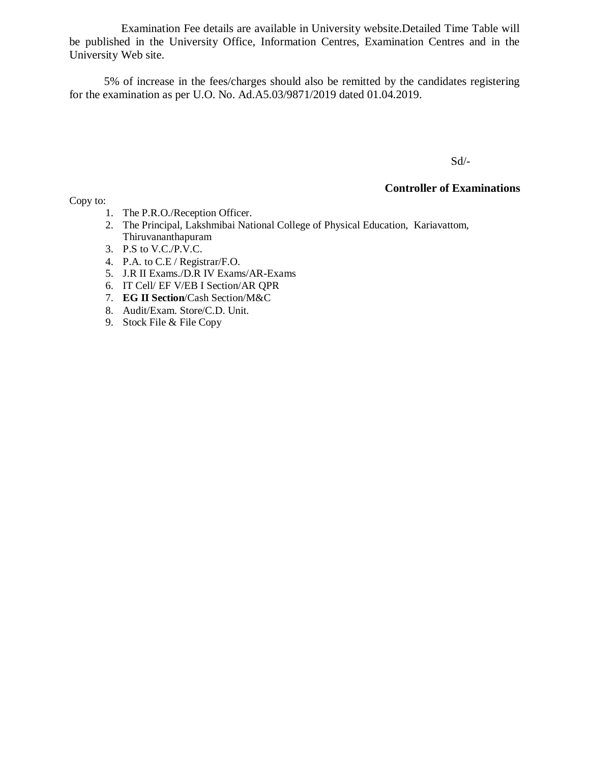Examination Fee details are available in University website.Detailed Time Table will be published in the University Office, Information Centres, Examination Centres and in the University Web site.

5% of increase in the fees/charges should also be remitted by the candidates registering for the examination as per U.O. No. Ad.A5.03/9871/2019 dated 01.04.2019.

Sd/-

**Controller of Examinations**

Copy to:

1. The P.R.O./Reception Officer.
2. The Principal, Lakshmibai National College of Physical Education, Kariavattom, Thiruvananthapuram
3. P.S to V.C./P.V.C.
4. P.A. to C.E / Registrar/F.O.
5. J.R II Exams./D.R IV Exams/AR-Exams
6. IT Cell/ EF V/EB I Section/AR QPR
7. **EG II Section**/Cash Section/M&C
8. Audit/Exam. Store/C.D. Unit.
9. Stock File & File Copy